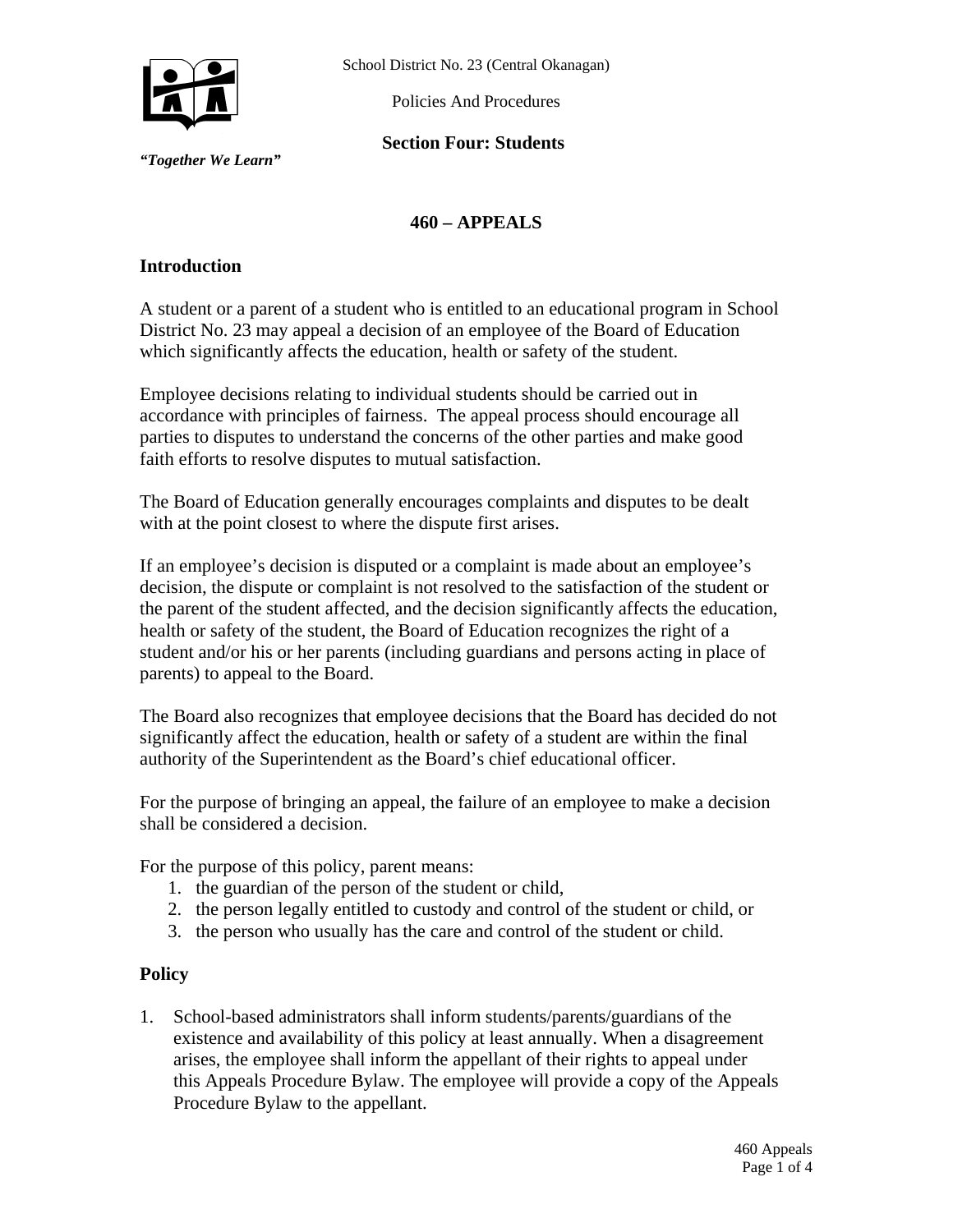School District No. 23 (Central Okanagan)

Policies And Procedures

**Section Four: Students**

***"Together We Learn"***

# 460 – APPEALS

## Introduction

A student or a parent of a student who is entitled to an educational program in School District No. 23 may appeal a decision of an employee of the Board of Education which significantly affects the education, health or safety of the student.

Employee decisions relating to individual students should be carried out in accordance with principles of fairness. The appeal process should encourage all parties to disputes to understand the concerns of the other parties and make good faith efforts to resolve disputes to mutual satisfaction.

The Board of Education generally encourages complaints and disputes to be dealt with at the point closest to where the dispute first arises.

If an employee's decision is disputed or a complaint is made about an employee's decision, the dispute or complaint is not resolved to the satisfaction of the student or the parent of the student affected, and the decision significantly affects the education, health or safety of the student, the Board of Education recognizes the right of a student and/or his or her parents (including guardians and persons acting in place of parents) to appeal to the Board.

The Board also recognizes that employee decisions that the Board has decided do not significantly affect the education, health or safety of a student are within the final authority of the Superintendent as the Board's chief educational officer.

For the purpose of bringing an appeal, the failure of an employee to make a decision shall be considered a decision.

For the purpose of this policy, parent means:

1. the guardian of the person of the student or child,
2. the person legally entitled to custody and control of the student or child, or
3. the person who usually has the care and control of the student or child.

## Policy

1. School-based administrators shall inform students/parents/guardians of the existence and availability of this policy at least annually. When a disagreement arises, the employee shall inform the appellant of their rights to appeal under this Appeals Procedure Bylaw. The employee will provide a copy of the Appeals Procedure Bylaw to the appellant.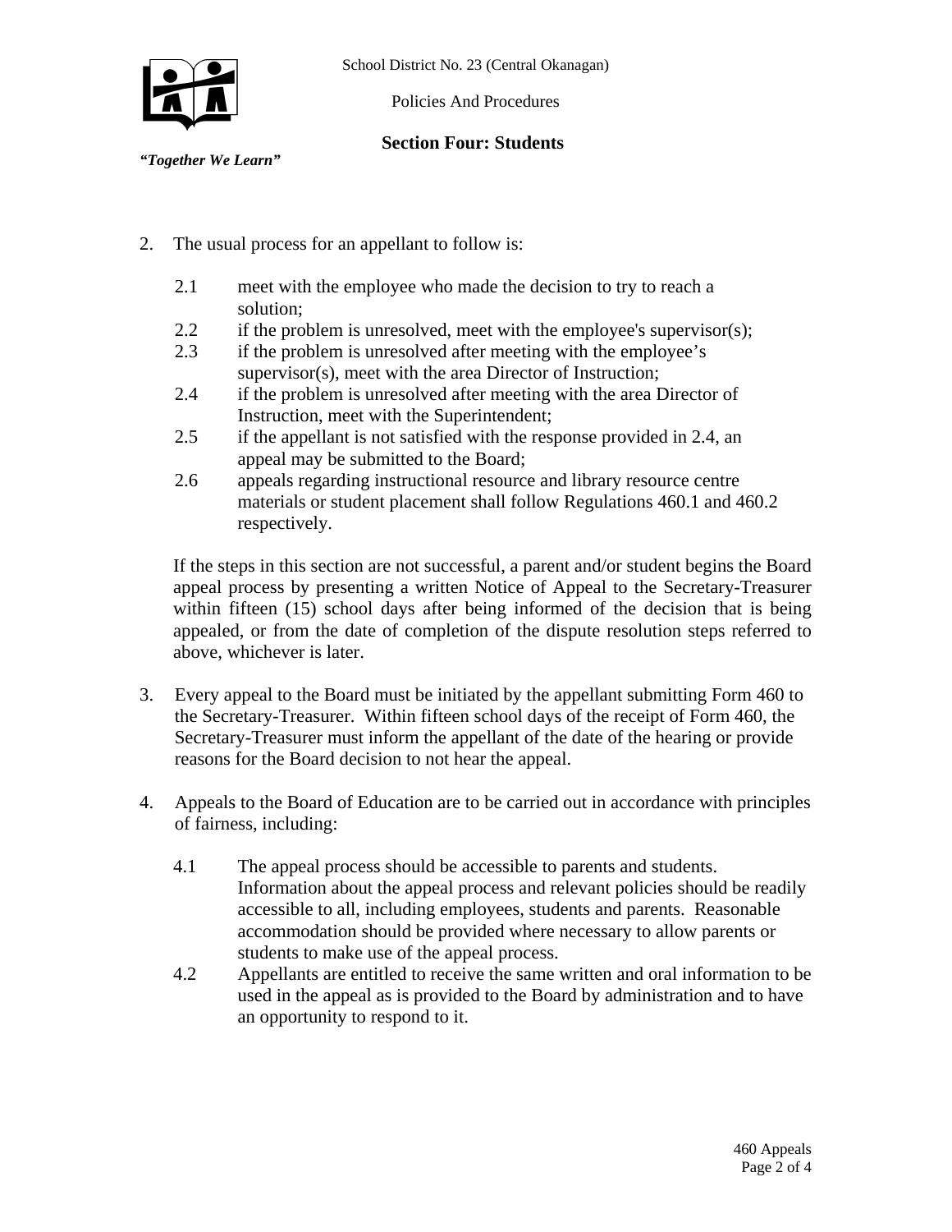2. The usual process for an appellant to follow is:

   2.1 meet with the employee who made the decision to try to reach a solution;
   2.2 if the problem is unresolved, meet with the employee's supervisor(s);
   2.3 if the problem is unresolved after meeting with the employee's supervisor(s), meet with the area Director of Instruction;
   2.4 if the problem is unresolved after meeting with the area Director of Instruction, meet with the Superintendent;
   2.5 if the appellant is not satisfied with the response provided in 2.4, an appeal may be submitted to the Board;
   2.6 appeals regarding instructional resource and library resource centre materials or student placement shall follow Regulations 460.1 and 460.2 respectively.

   If the steps in this section are not successful, a parent and/or student begins the Board appeal process by presenting a written Notice of Appeal to the Secretary-Treasurer within fifteen (15) school days after being informed of the decision that is being appealed, or from the date of completion of the dispute resolution steps referred to above, whichever is later.

3. Every appeal to the Board must be initiated by the appellant submitting Form 460 to the Secretary-Treasurer. Within fifteen school days of the receipt of Form 460, the Secretary-Treasurer must inform the appellant of the date of the hearing or provide reasons for the Board decision to not hear the appeal.

4. Appeals to the Board of Education are to be carried out in accordance with principles of fairness, including:

   4.1 The appeal process should be accessible to parents and students. Information about the appeal process and relevant policies should be readily accessible to all, including employees, students and parents. Reasonable accommodation should be provided where necessary to allow parents or students to make use of the appeal process.
   4.2 Appellants are entitled to receive the same written and oral information to be used in the appeal as is provided to the Board by administration and to have an opportunity to respond to it.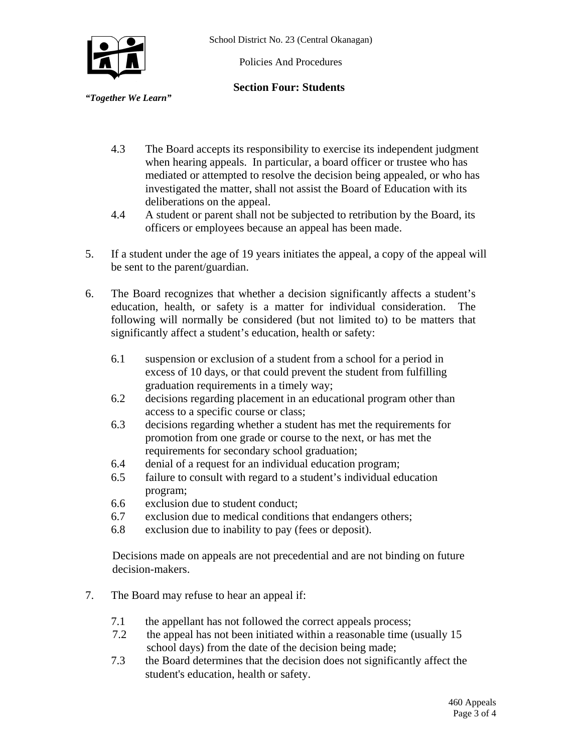4.3 The Board accepts its responsibility to exercise its independent judgment when hearing appeals. In particular, a board officer or trustee who has mediated or attempted to resolve the decision being appealed, or who has investigated the matter, shall not assist the Board of Education with its deliberations on the appeal.

4.4 A student or parent shall not be subjected to retribution by the Board, its officers or employees because an appeal has been made.

5. If a student under the age of 19 years initiates the appeal, a copy of the appeal will be sent to the parent/guardian.

6. The Board recognizes that whether a decision significantly affects a student's education, health, or safety is a matter for individual consideration. The following will normally be considered (but not limited to) to be matters that significantly affect a student's education, health or safety:

   6.1 suspension or exclusion of a student from a school for a period in excess of 10 days, or that could prevent the student from fulfilling graduation requirements in a timely way;
   6.2 decisions regarding placement in an educational program other than access to a specific course or class;
   6.3 decisions regarding whether a student has met the requirements for promotion from one grade or course to the next, or has met the requirements for secondary school graduation;
   6.4 denial of a request for an individual education program;
   6.5 failure to consult with regard to a student's individual education program;
   6.6 exclusion due to student conduct;
   6.7 exclusion due to medical conditions that endangers others;
   6.8 exclusion due to inability to pay (fees or deposit).

   Decisions made on appeals are not precedential and are not binding on future decision-makers.

7. The Board may refuse to hear an appeal if:

   7.1 the appellant has not followed the correct appeals process;
   7.2 the appeal has not been initiated within a reasonable time (usually 15 school days) from the date of the decision being made;
   7.3 the Board determines that the decision does not significantly affect the student's education, health or safety.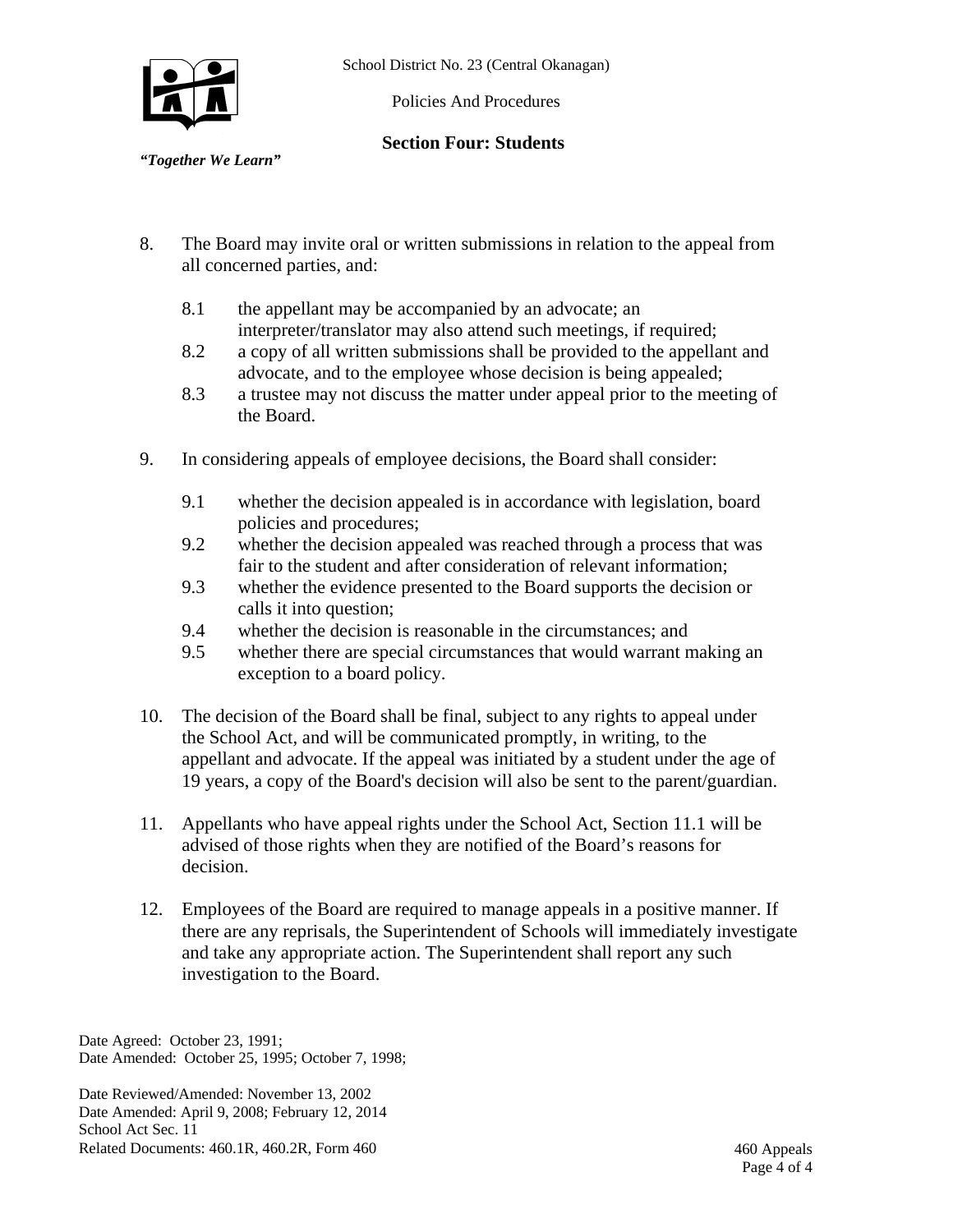8. The Board may invite oral or written submissions in relation to the appeal from all concerned parties, and:

   8.1 the appellant may be accompanied by an advocate; an interpreter/translator may also attend such meetings, if required;
   8.2 a copy of all written submissions shall be provided to the appellant and advocate, and to the employee whose decision is being appealed;
   8.3 a trustee may not discuss the matter under appeal prior to the meeting of the Board.

9. In considering appeals of employee decisions, the Board shall consider:

   9.1 whether the decision appealed is in accordance with legislation, board policies and procedures;
   9.2 whether the decision appealed was reached through a process that was fair to the student and after consideration of relevant information;
   9.3 whether the evidence presented to the Board supports the decision or calls it into question;
   9.4 whether the decision is reasonable in the circumstances; and
   9.5 whether there are special circumstances that would warrant making an exception to a board policy.

10. The decision of the Board shall be final, subject to any rights to appeal under the School Act, and will be communicated promptly, in writing, to the appellant and advocate. If the appeal was initiated by a student under the age of 19 years, a copy of the Board's decision will also be sent to the parent/guardian.

11. Appellants who have appeal rights under the School Act, Section 11.1 will be advised of those rights when they are notified of the Board's reasons for decision.

12. Employees of the Board are required to manage appeals in a positive manner. If there are any reprisals, the Superintendent of Schools will immediately investigate and take any appropriate action. The Superintendent shall report any such investigation to the Board.

Date Agreed: October 23, 1991;
Date Amended: October 25, 1995; October 7, 1998;

Date Reviewed/Amended: November 13, 2002
Date Amended: April 9, 2008; February 12, 2014
School Act Sec. 11
Related Documents: 460.1R, 460.2R, Form 460